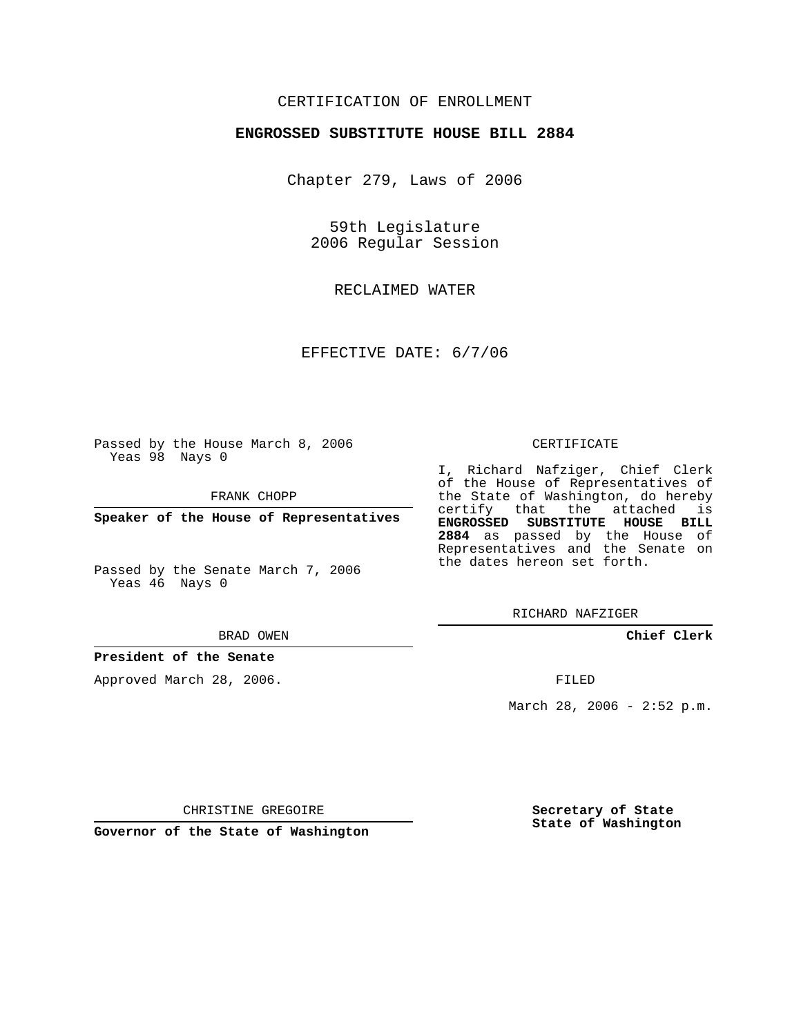CERTIFICATION OF ENROLLMENT

**ENGROSSED SUBSTITUTE HOUSE BILL 2884**

Chapter 279, Laws of 2006

59th Legislature
2006 Regular Session

RECLAIMED WATER

EFFECTIVE DATE: 6/7/06

Passed by the House March 8, 2006
Yeas 98 Nays 0

FRANK CHOPP

**Speaker of the House of Representatives**

Passed by the Senate March 7, 2006
Yeas 46 Nays 0

BRAD OWEN

**President of the Senate**

Approved March 28, 2006.

CHRISTINE GREGOIRE

**Governor of the State of Washington**

CERTIFICATE

I, Richard Nafziger, Chief Clerk of the House of Representatives of the State of Washington, do hereby certify that the attached is **ENGROSSED SUBSTITUTE HOUSE BILL 2884** as passed by the House of Representatives and the Senate on the dates hereon set forth.

RICHARD NAFZIGER

**Chief Clerk**

FILED

March 28, 2006 - 2:52 p.m.

**Secretary of State**
**State of Washington**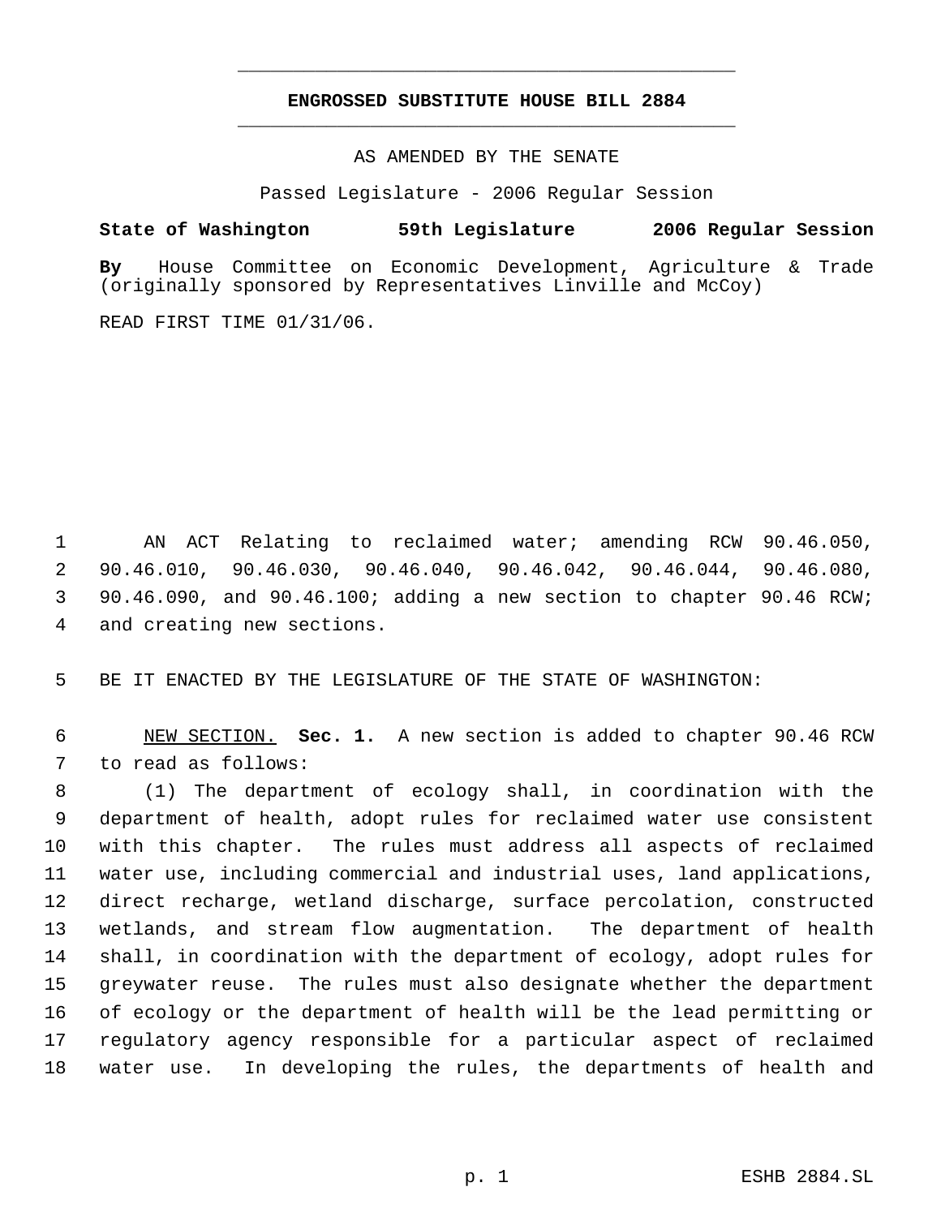# ENGROSSED SUBSTITUTE HOUSE BILL 2884

AS AMENDED BY THE SENATE

Passed Legislature - 2006 Regular Session

**State of Washington 59th Legislature 2006 Regular Session**

**By** House Committee on Economic Development, Agriculture & Trade (originally sponsored by Representatives Linville and McCoy)

READ FIRST TIME 01/31/06.

AN ACT Relating to reclaimed water; amending RCW 90.46.050, 90.46.010, 90.46.030, 90.46.040, 90.46.042, 90.46.044, 90.46.080, 90.46.090, and 90.46.100; adding a new section to chapter 90.46 RCW; and creating new sections.

BE IT ENACTED BY THE LEGISLATURE OF THE STATE OF WASHINGTON:

NEW SECTION. **Sec. 1.** A new section is added to chapter 90.46 RCW to read as follows:

(1) The department of ecology shall, in coordination with the department of health, adopt rules for reclaimed water use consistent with this chapter. The rules must address all aspects of reclaimed water use, including commercial and industrial uses, land applications, direct recharge, wetland discharge, surface percolation, constructed wetlands, and stream flow augmentation. The department of health shall, in coordination with the department of ecology, adopt rules for greywater reuse. The rules must also designate whether the department of ecology or the department of health will be the lead permitting or regulatory agency responsible for a particular aspect of reclaimed water use. In developing the rules, the departments of health and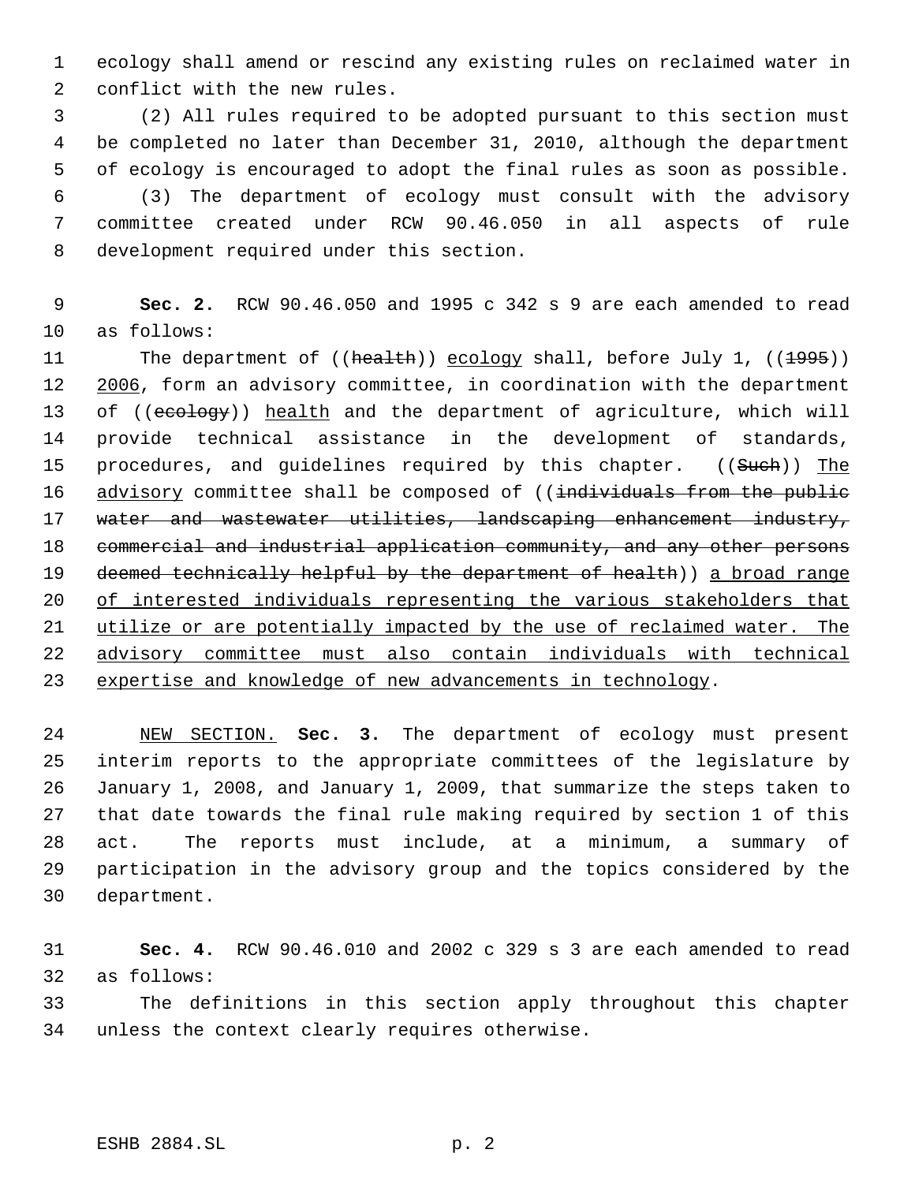ecology shall amend or rescind any existing rules on reclaimed water in conflict with the new rules.

(2) All rules required to be adopted pursuant to this section must be completed no later than December 31, 2010, although the department of ecology is encouraged to adopt the final rules as soon as possible.

(3) The department of ecology must consult with the advisory committee created under RCW 90.46.050 in all aspects of rule development required under this section.

**Sec. 2.** RCW 90.46.050 and 1995 c 342 s 9 are each amended to read as follows:

The department of ((~~health~~)) ecology shall, before July 1, ((~~1995~~)) 2006, form an advisory committee, in coordination with the department of ((~~ecology~~)) health and the department of agriculture, which will provide technical assistance in the development of standards, procedures, and guidelines required by this chapter. ((~~Such~~)) The advisory committee shall be composed of ((~~individuals from the public water and wastewater utilities, landscaping enhancement industry, commercial and industrial application community, and any other persons deemed technically helpful by the department of health~~)) a broad range of interested individuals representing the various stakeholders that utilize or are potentially impacted by the use of reclaimed water. The advisory committee must also contain individuals with technical expertise and knowledge of new advancements in technology.

NEW SECTION. **Sec. 3.** The department of ecology must present interim reports to the appropriate committees of the legislature by January 1, 2008, and January 1, 2009, that summarize the steps taken to that date towards the final rule making required by section 1 of this act. The reports must include, at a minimum, a summary of participation in the advisory group and the topics considered by the department.

**Sec. 4.** RCW 90.46.010 and 2002 c 329 s 3 are each amended to read as follows:

The definitions in this section apply throughout this chapter unless the context clearly requires otherwise.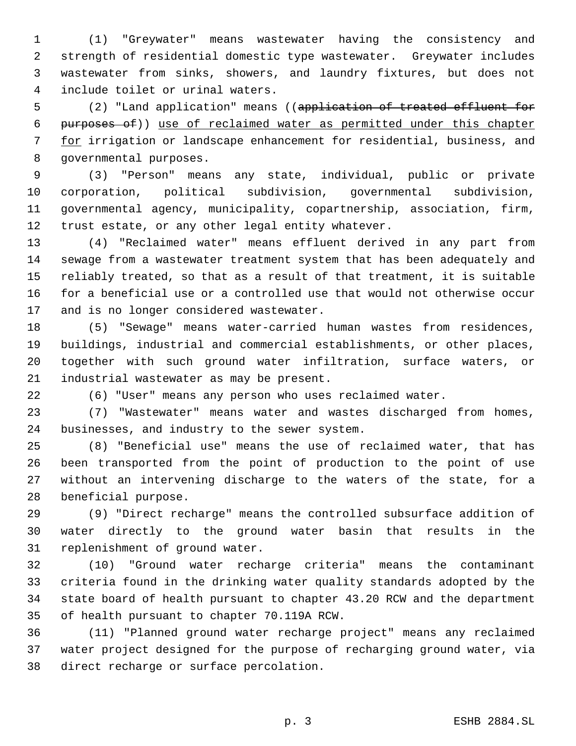(1) "Greywater" means wastewater having the consistency and strength of residential domestic type wastewater. Greywater includes wastewater from sinks, showers, and laundry fixtures, but does not include toilet or urinal waters.

(2) "Land application" means ((~~application of treated effluent for purposes of~~)) use of reclaimed water as permitted under this chapter for irrigation or landscape enhancement for residential, business, and governmental purposes.

(3) "Person" means any state, individual, public or private corporation, political subdivision, governmental subdivision, governmental agency, municipality, copartnership, association, firm, trust estate, or any other legal entity whatever.

(4) "Reclaimed water" means effluent derived in any part from sewage from a wastewater treatment system that has been adequately and reliably treated, so that as a result of that treatment, it is suitable for a beneficial use or a controlled use that would not otherwise occur and is no longer considered wastewater.

(5) "Sewage" means water-carried human wastes from residences, buildings, industrial and commercial establishments, or other places, together with such ground water infiltration, surface waters, or industrial wastewater as may be present.

(6) "User" means any person who uses reclaimed water.

(7) "Wastewater" means water and wastes discharged from homes, businesses, and industry to the sewer system.

(8) "Beneficial use" means the use of reclaimed water, that has been transported from the point of production to the point of use without an intervening discharge to the waters of the state, for a beneficial purpose.

(9) "Direct recharge" means the controlled subsurface addition of water directly to the ground water basin that results in the replenishment of ground water.

(10) "Ground water recharge criteria" means the contaminant criteria found in the drinking water quality standards adopted by the state board of health pursuant to chapter 43.20 RCW and the department of health pursuant to chapter 70.119A RCW.

(11) "Planned ground water recharge project" means any reclaimed water project designed for the purpose of recharging ground water, via direct recharge or surface percolation.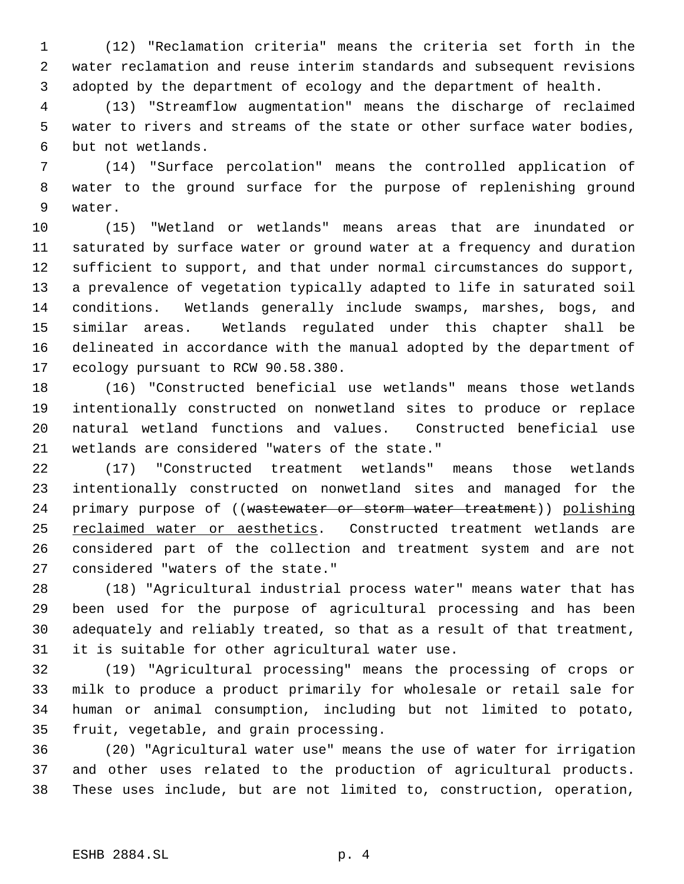(12) "Reclamation criteria" means the criteria set forth in the water reclamation and reuse interim standards and subsequent revisions adopted by the department of ecology and the department of health.

(13) "Streamflow augmentation" means the discharge of reclaimed water to rivers and streams of the state or other surface water bodies, but not wetlands.

(14) "Surface percolation" means the controlled application of water to the ground surface for the purpose of replenishing ground water.

(15) "Wetland or wetlands" means areas that are inundated or saturated by surface water or ground water at a frequency and duration sufficient to support, and that under normal circumstances do support, a prevalence of vegetation typically adapted to life in saturated soil conditions. Wetlands generally include swamps, marshes, bogs, and similar areas. Wetlands regulated under this chapter shall be delineated in accordance with the manual adopted by the department of ecology pursuant to RCW 90.58.380.

(16) "Constructed beneficial use wetlands" means those wetlands intentionally constructed on nonwetland sites to produce or replace natural wetland functions and values. Constructed beneficial use wetlands are considered "waters of the state."

(17) "Constructed treatment wetlands" means those wetlands intentionally constructed on nonwetland sites and managed for the primary purpose of ((~~wastewater or storm water treatment~~)) polishing reclaimed water or aesthetics. Constructed treatment wetlands are considered part of the collection and treatment system and are not considered "waters of the state."

(18) "Agricultural industrial process water" means water that has been used for the purpose of agricultural processing and has been adequately and reliably treated, so that as a result of that treatment, it is suitable for other agricultural water use.

(19) "Agricultural processing" means the processing of crops or milk to produce a product primarily for wholesale or retail sale for human or animal consumption, including but not limited to potato, fruit, vegetable, and grain processing.

(20) "Agricultural water use" means the use of water for irrigation and other uses related to the production of agricultural products. These uses include, but are not limited to, construction, operation,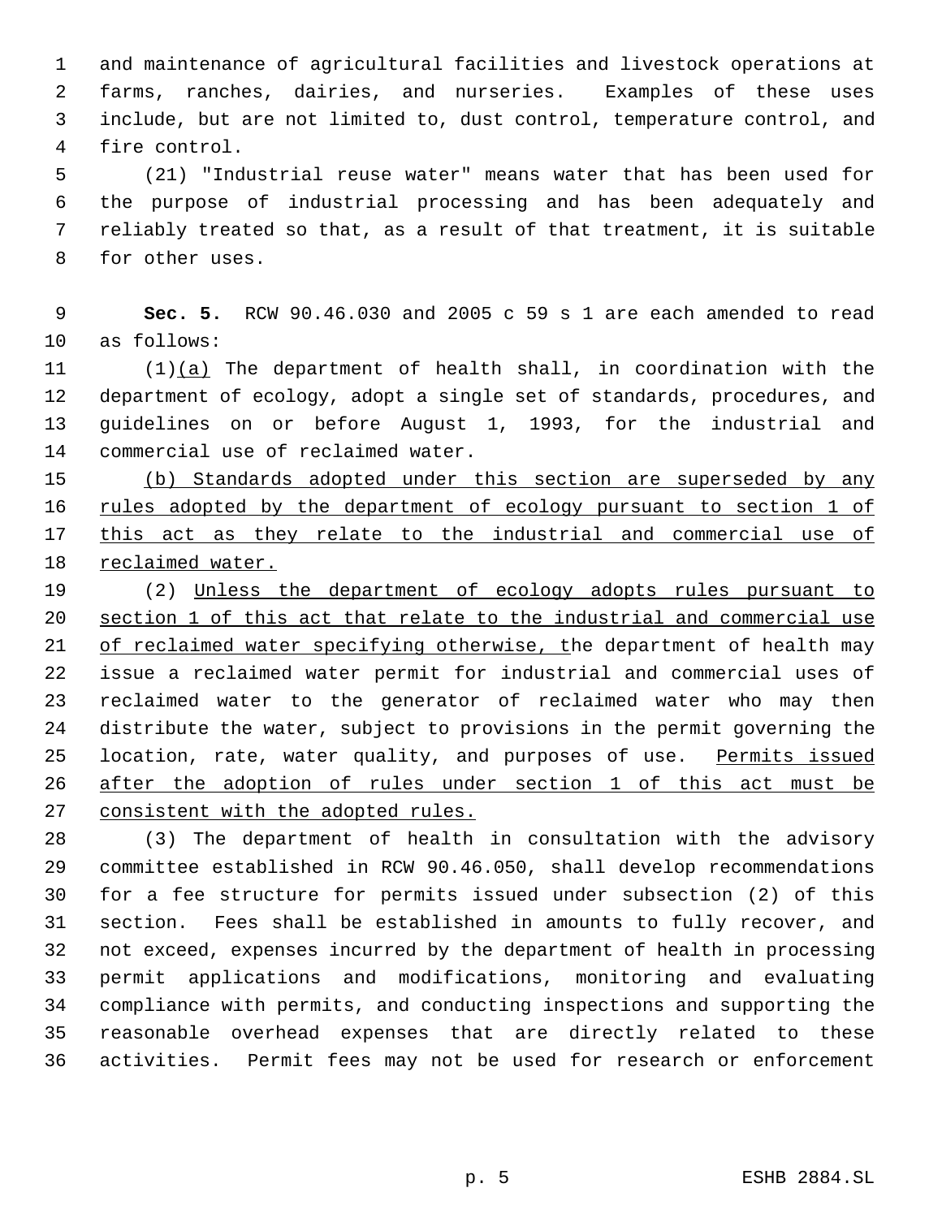and maintenance of agricultural facilities and livestock operations at farms, ranches, dairies, and nurseries. Examples of these uses include, but are not limited to, dust control, temperature control, and fire control.

(21) "Industrial reuse water" means water that has been used for the purpose of industrial processing and has been adequately and reliably treated so that, as a result of that treatment, it is suitable for other uses.

**Sec. 5.** RCW 90.46.030 and 2005 c 59 s 1 are each amended to read as follows:

(1)(a) The department of health shall, in coordination with the department of ecology, adopt a single set of standards, procedures, and guidelines on or before August 1, 1993, for the industrial and commercial use of reclaimed water.

(b) Standards adopted under this section are superseded by any rules adopted by the department of ecology pursuant to section 1 of this act as they relate to the industrial and commercial use of reclaimed water.

(2) Unless the department of ecology adopts rules pursuant to section 1 of this act that relate to the industrial and commercial use of reclaimed water specifying otherwise, the department of health may issue a reclaimed water permit for industrial and commercial uses of reclaimed water to the generator of reclaimed water who may then distribute the water, subject to provisions in the permit governing the location, rate, water quality, and purposes of use. Permits issued after the adoption of rules under section 1 of this act must be consistent with the adopted rules.

(3) The department of health in consultation with the advisory committee established in RCW 90.46.050, shall develop recommendations for a fee structure for permits issued under subsection (2) of this section. Fees shall be established in amounts to fully recover, and not exceed, expenses incurred by the department of health in processing permit applications and modifications, monitoring and evaluating compliance with permits, and conducting inspections and supporting the reasonable overhead expenses that are directly related to these activities. Permit fees may not be used for research or enforcement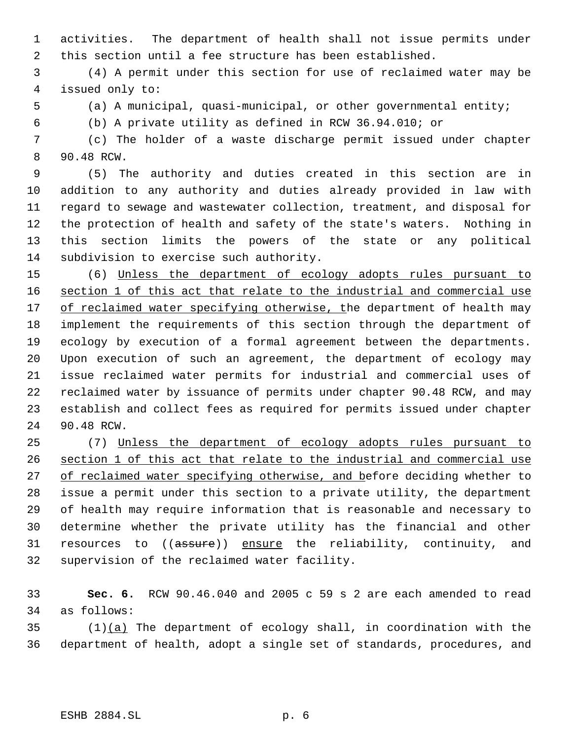activities. The department of health shall not issue permits under this section until a fee structure has been established.

(4) A permit under this section for use of reclaimed water may be issued only to:

(a) A municipal, quasi-municipal, or other governmental entity;

(b) A private utility as defined in RCW 36.94.010; or

(c) The holder of a waste discharge permit issued under chapter 90.48 RCW.

(5) The authority and duties created in this section are in addition to any authority and duties already provided in law with regard to sewage and wastewater collection, treatment, and disposal for the protection of health and safety of the state's waters. Nothing in this section limits the powers of the state or any political subdivision to exercise such authority.

(6) Unless the department of ecology adopts rules pursuant to section 1 of this act that relate to the industrial and commercial use of reclaimed water specifying otherwise, the department of health may implement the requirements of this section through the department of ecology by execution of a formal agreement between the departments. Upon execution of such an agreement, the department of ecology may issue reclaimed water permits for industrial and commercial uses of reclaimed water by issuance of permits under chapter 90.48 RCW, and may establish and collect fees as required for permits issued under chapter 90.48 RCW.

(7) Unless the department of ecology adopts rules pursuant to section 1 of this act that relate to the industrial and commercial use of reclaimed water specifying otherwise, and before deciding whether to issue a permit under this section to a private utility, the department of health may require information that is reasonable and necessary to determine whether the private utility has the financial and other resources to ((~~assure~~)) ensure the reliability, continuity, and supervision of the reclaimed water facility.

**Sec. 6.** RCW 90.46.040 and 2005 c 59 s 2 are each amended to read as follows:

(1)(a) The department of ecology shall, in coordination with the department of health, adopt a single set of standards, procedures, and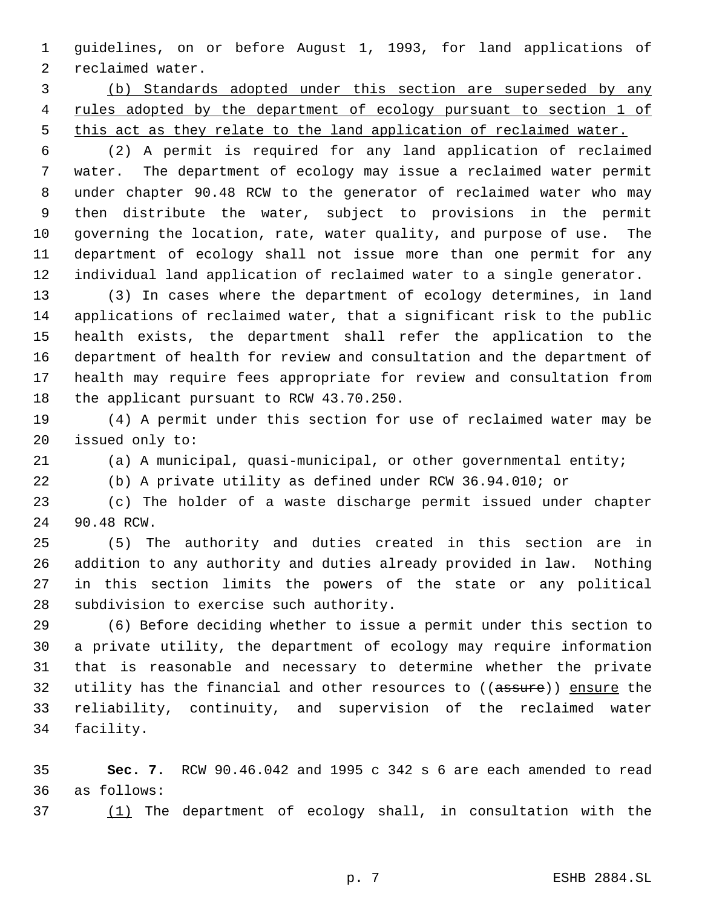guidelines, on or before August 1, 1993, for land applications of reclaimed water.

<u>(b) Standards adopted under this section are superseded by any rules adopted by the department of ecology pursuant to section 1 of this act as they relate to the land application of reclaimed water.</u>

(2) A permit is required for any land application of reclaimed water. The department of ecology may issue a reclaimed water permit under chapter 90.48 RCW to the generator of reclaimed water who may then distribute the water, subject to provisions in the permit governing the location, rate, water quality, and purpose of use. The department of ecology shall not issue more than one permit for any individual land application of reclaimed water to a single generator.

(3) In cases where the department of ecology determines, in land applications of reclaimed water, that a significant risk to the public health exists, the department shall refer the application to the department of health for review and consultation and the department of health may require fees appropriate for review and consultation from the applicant pursuant to RCW 43.70.250.

(4) A permit under this section for use of reclaimed water may be issued only to:

(a) A municipal, quasi-municipal, or other governmental entity;

(b) A private utility as defined under RCW 36.94.010; or

(c) The holder of a waste discharge permit issued under chapter 90.48 RCW.

(5) The authority and duties created in this section are in addition to any authority and duties already provided in law. Nothing in this section limits the powers of the state or any political subdivision to exercise such authority.

(6) Before deciding whether to issue a permit under this section to a private utility, the department of ecology may require information that is reasonable and necessary to determine whether the private utility has the financial and other resources to ((~~assure~~)) <u>ensure</u> the reliability, continuity, and supervision of the reclaimed water facility.

**Sec. 7.** RCW 90.46.042 and 1995 c 342 s 6 are each amended to read as follows:

<u>(1)</u> The department of ecology shall, in consultation with the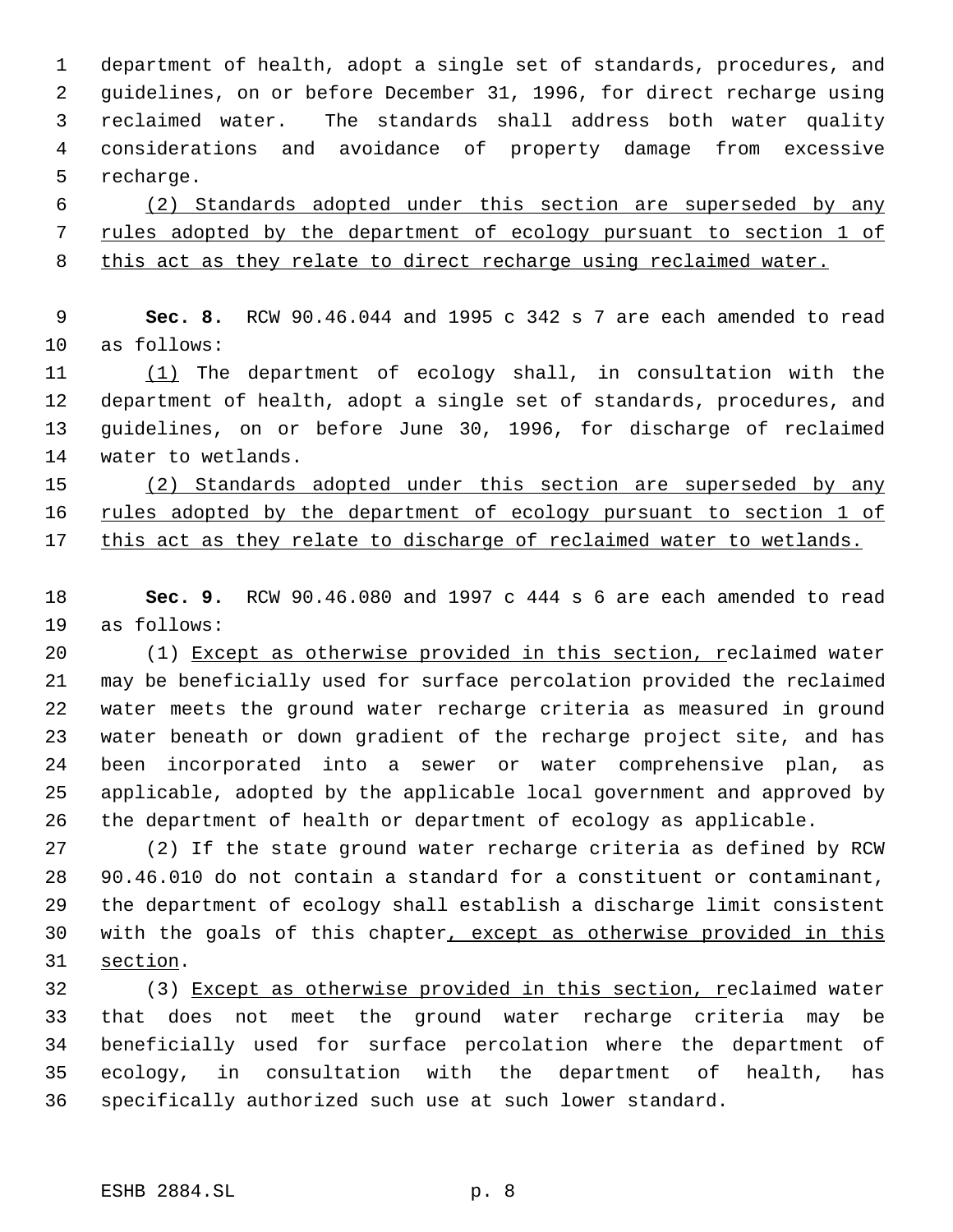department of health, adopt a single set of standards, procedures, and guidelines, on or before December 31, 1996, for direct recharge using reclaimed water. The standards shall address both water quality considerations and avoidance of property damage from excessive recharge.

(2) Standards adopted under this section are superseded by any rules adopted by the department of ecology pursuant to section 1 of this act as they relate to direct recharge using reclaimed water.

**Sec. 8.** RCW 90.46.044 and 1995 c 342 s 7 are each amended to read as follows:

(1) The department of ecology shall, in consultation with the department of health, adopt a single set of standards, procedures, and guidelines, on or before June 30, 1996, for discharge of reclaimed water to wetlands.

(2) Standards adopted under this section are superseded by any rules adopted by the department of ecology pursuant to section 1 of this act as they relate to discharge of reclaimed water to wetlands.

**Sec. 9.** RCW 90.46.080 and 1997 c 444 s 6 are each amended to read as follows:

(1) Except as otherwise provided in this section, reclaimed water may be beneficially used for surface percolation provided the reclaimed water meets the ground water recharge criteria as measured in ground water beneath or down gradient of the recharge project site, and has been incorporated into a sewer or water comprehensive plan, as applicable, adopted by the applicable local government and approved by the department of health or department of ecology as applicable.

(2) If the state ground water recharge criteria as defined by RCW 90.46.010 do not contain a standard for a constituent or contaminant, the department of ecology shall establish a discharge limit consistent with the goals of this chapter, except as otherwise provided in this section.

(3) Except as otherwise provided in this section, reclaimed water that does not meet the ground water recharge criteria may be beneficially used for surface percolation where the department of ecology, in consultation with the department of health, has specifically authorized such use at such lower standard.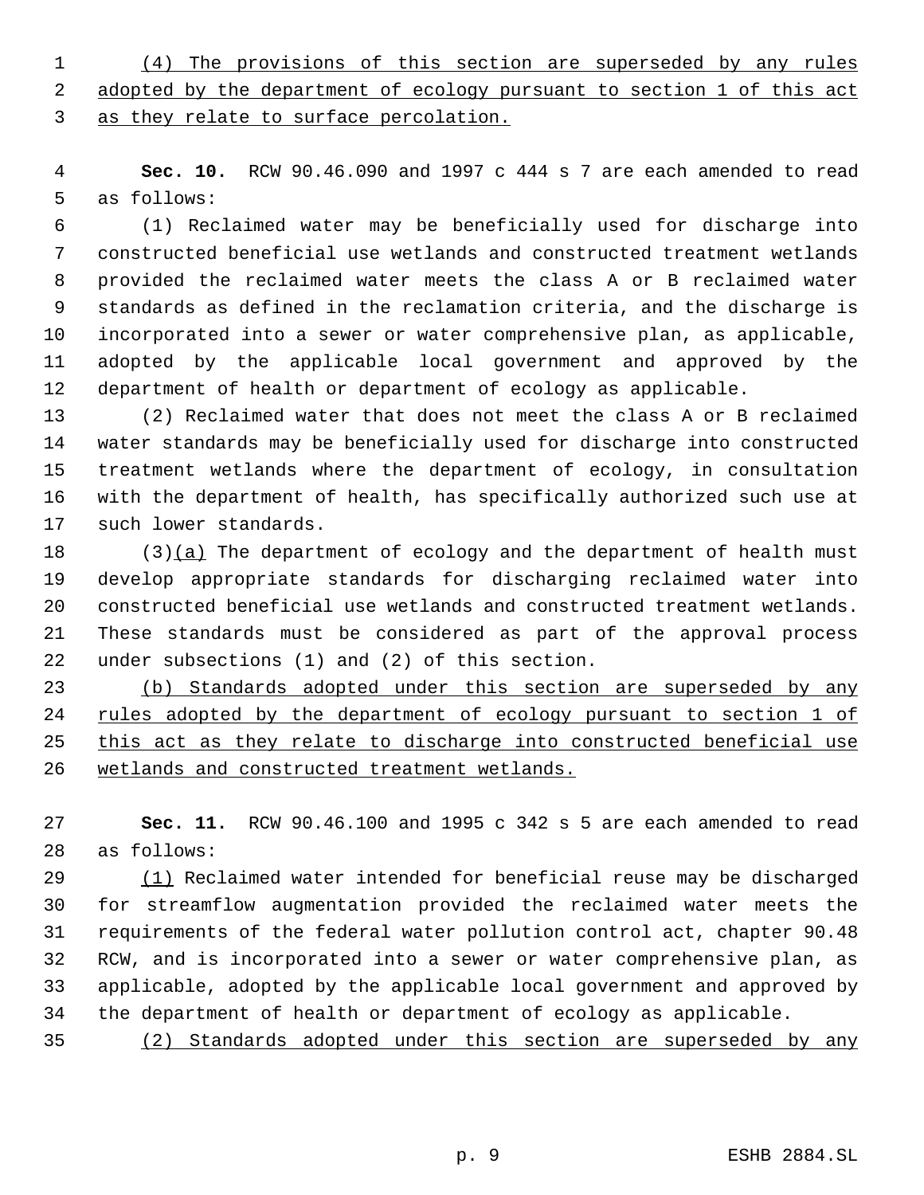(4) The provisions of this section are superseded by any rules adopted by the department of ecology pursuant to section 1 of this act as they relate to surface percolation.

**Sec. 10.** RCW 90.46.090 and 1997 c 444 s 7 are each amended to read as follows:

(1) Reclaimed water may be beneficially used for discharge into constructed beneficial use wetlands and constructed treatment wetlands provided the reclaimed water meets the class A or B reclaimed water standards as defined in the reclamation criteria, and the discharge is incorporated into a sewer or water comprehensive plan, as applicable, adopted by the applicable local government and approved by the department of health or department of ecology as applicable.

(2) Reclaimed water that does not meet the class A or B reclaimed water standards may be beneficially used for discharge into constructed treatment wetlands where the department of ecology, in consultation with the department of health, has specifically authorized such use at such lower standards.

(3)(a) The department of ecology and the department of health must develop appropriate standards for discharging reclaimed water into constructed beneficial use wetlands and constructed treatment wetlands. These standards must be considered as part of the approval process under subsections (1) and (2) of this section.

(b) Standards adopted under this section are superseded by any rules adopted by the department of ecology pursuant to section 1 of this act as they relate to discharge into constructed beneficial use wetlands and constructed treatment wetlands.

**Sec. 11.** RCW 90.46.100 and 1995 c 342 s 5 are each amended to read as follows:

(1) Reclaimed water intended for beneficial reuse may be discharged for streamflow augmentation provided the reclaimed water meets the requirements of the federal water pollution control act, chapter 90.48 RCW, and is incorporated into a sewer or water comprehensive plan, as applicable, adopted by the applicable local government and approved by the department of health or department of ecology as applicable.

(2) Standards adopted under this section are superseded by any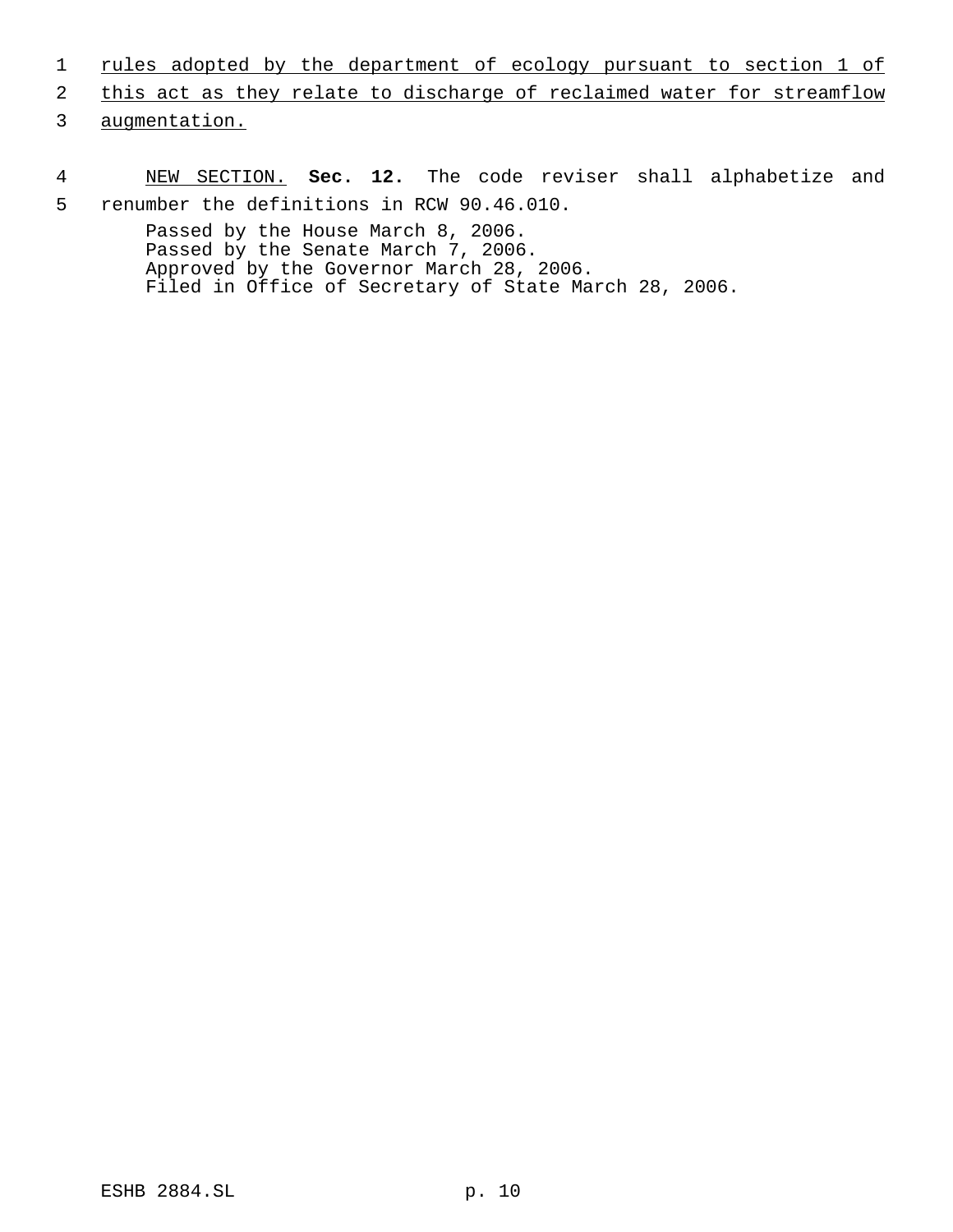rules adopted by the department of ecology pursuant to section 1 of this act as they relate to discharge of reclaimed water for streamflow augmentation.

NEW SECTION. **Sec. 12.** The code reviser shall alphabetize and renumber the definitions in RCW 90.46.010.

Passed by the House March 8, 2006.
Passed by the Senate March 7, 2006.
Approved by the Governor March 28, 2006.
Filed in Office of Secretary of State March 28, 2006.